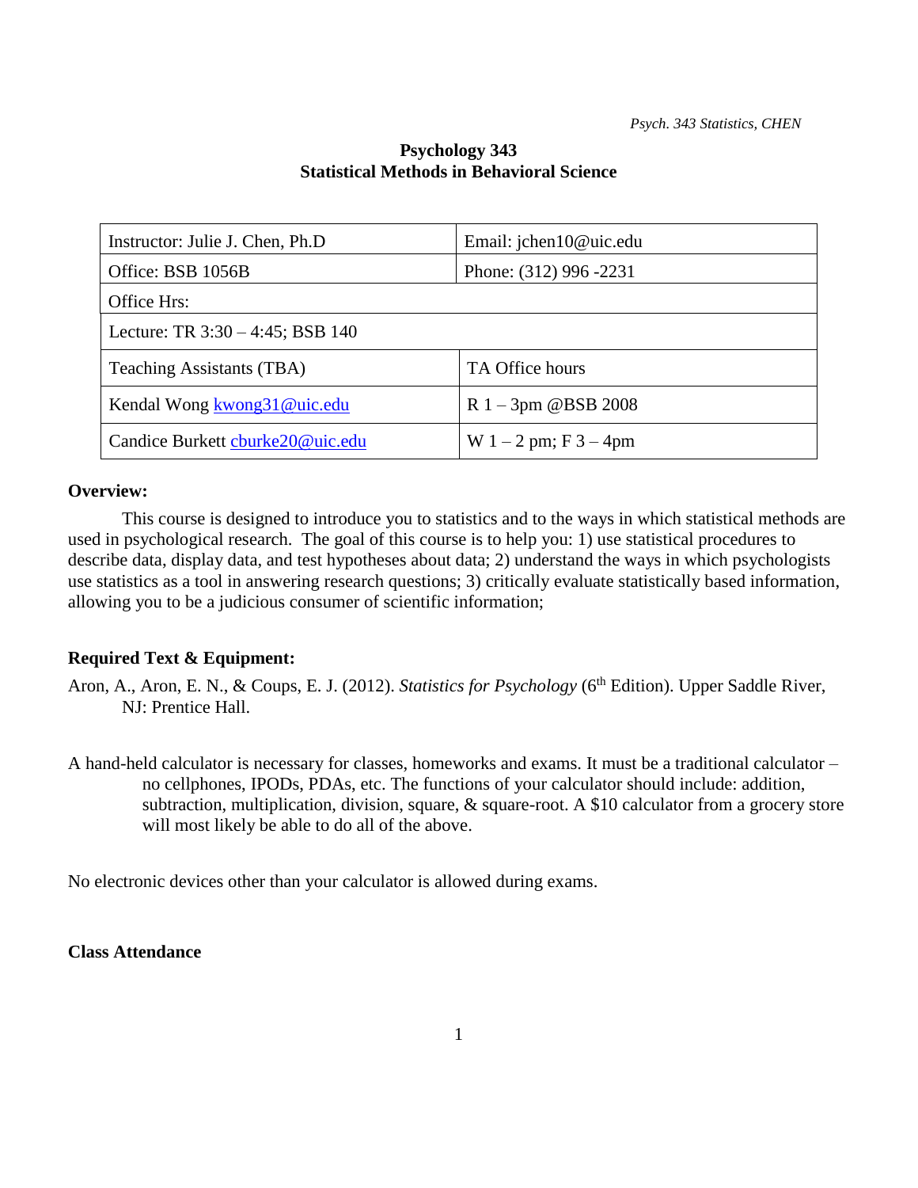# Psychology 343
## Statistical Methods in Behavioral Science

| Instructor: Julie J. Chen, Ph.D | Email: jchen10@uic.edu |
|---|---|
| Office: BSB 1056B | Phone: (312) 996 -2231 |
| Office Hrs: | |
| Lecture: TR 3:30 – 4:45; BSB 140 | |
| Teaching Assistants (TBA) | TA Office hours |
| Kendal Wong kwong31@uic.edu | R 1 – 3pm @BSB 2008 |
| Candice Burkett cburke20@uic.edu | W 1 – 2 pm; F 3 – 4pm |

**Overview:**

This course is designed to introduce you to statistics and to the ways in which statistical methods are used in psychological research. The goal of this course is to help you: 1) use statistical procedures to describe data, display data, and test hypotheses about data; 2) understand the ways in which psychologists use statistics as a tool in answering research questions; 3) critically evaluate statistically based information, allowing you to be a judicious consumer of scientific information;

**Required Text & Equipment:**

Aron, A., Aron, E. N., & Coups, E. J. (2012). *Statistics for Psychology* (6th Edition). Upper Saddle River, NJ: Prentice Hall.

A hand-held calculator is necessary for classes, homeworks and exams. It must be a traditional calculator – no cellphones, IPODs, PDAs, etc. The functions of your calculator should include: addition, subtraction, multiplication, division, square, & square-root. A $10 calculator from a grocery store will most likely be able to do all of the above.

No electronic devices other than your calculator is allowed during exams.

**Class Attendance**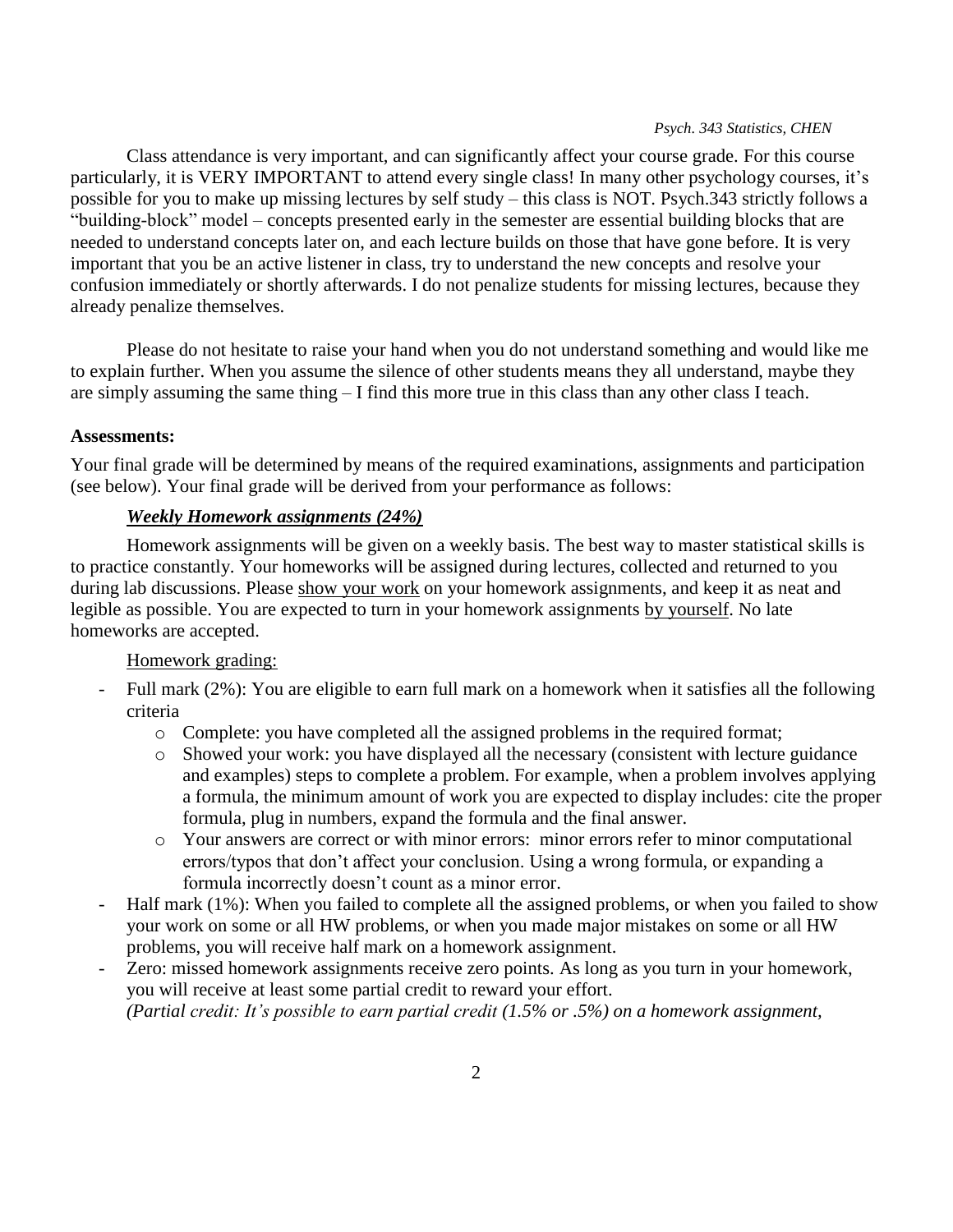Class attendance is very important, and can significantly affect your course grade. For this course particularly, it is VERY IMPORTANT to attend every single class! In many other psychology courses, it's possible for you to make up missing lectures by self study – this class is NOT. Psych.343 strictly follows a "building-block" model – concepts presented early in the semester are essential building blocks that are needed to understand concepts later on, and each lecture builds on those that have gone before. It is very important that you be an active listener in class, try to understand the new concepts and resolve your confusion immediately or shortly afterwards. I do not penalize students for missing lectures, because they already penalize themselves.

Please do not hesitate to raise your hand when you do not understand something and would like me to explain further. When you assume the silence of other students means they all understand, maybe they are simply assuming the same thing – I find this more true in this class than any other class I teach.

**Assessments:**

Your final grade will be determined by means of the required examinations, assignments and participation (see below). Your final grade will be derived from your performance as follows:

***Weekly Homework assignments (24%)***

Homework assignments will be given on a weekly basis. The best way to master statistical skills is to practice constantly. Your homeworks will be assigned during lectures, collected and returned to you during lab discussions. Please show your work on your homework assignments, and keep it as neat and legible as possible. You are expected to turn in your homework assignments by yourself. No late homeworks are accepted.

Homework grading:

- Full mark (2%): You are eligible to earn full mark on a homework when it satisfies all the following criteria
  - Complete: you have completed all the assigned problems in the required format;
  - Showed your work: you have displayed all the necessary (consistent with lecture guidance and examples) steps to complete a problem. For example, when a problem involves applying a formula, the minimum amount of work you are expected to display includes: cite the proper formula, plug in numbers, expand the formula and the final answer.
  - Your answers are correct or with minor errors: minor errors refer to minor computational errors/typos that don't affect your conclusion. Using a wrong formula, or expanding a formula incorrectly doesn't count as a minor error.
- Half mark (1%): When you failed to complete all the assigned problems, or when you failed to show your work on some or all HW problems, or when you made major mistakes on some or all HW problems, you will receive half mark on a homework assignment.
- Zero: missed homework assignments receive zero points. As long as you turn in your homework, you will receive at least some partial credit to reward your effort.
  *(Partial credit: It's possible to earn partial credit (1.5% or .5%) on a homework assignment,*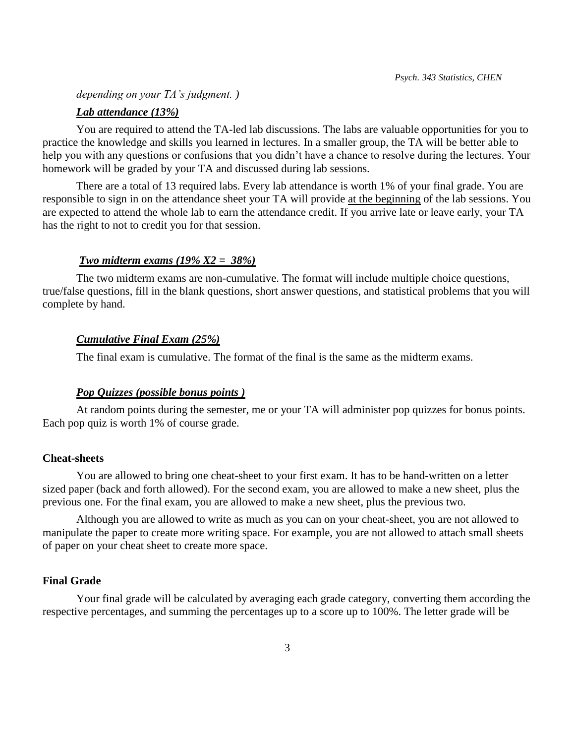*depending on your TA's judgment. )*

***Lab attendance (13%)***

You are required to attend the TA-led lab discussions. The labs are valuable opportunities for you to practice the knowledge and skills you learned in lectures. In a smaller group, the TA will be better able to help you with any questions or confusions that you didn't have a chance to resolve during the lectures. Your homework will be graded by your TA and discussed during lab sessions.

There are a total of 13 required labs. Every lab attendance is worth 1% of your final grade. You are responsible to sign in on the attendance sheet your TA will provide at the beginning of the lab sessions. You are expected to attend the whole lab to earn the attendance credit. If you arrive late or leave early, your TA has the right to not to credit you for that session.

***Two midterm exams (19% X2 = 38%)***

The two midterm exams are non-cumulative. The format will include multiple choice questions, true/false questions, fill in the blank questions, short answer questions, and statistical problems that you will complete by hand.

***Cumulative Final Exam (25%)***

The final exam is cumulative. The format of the final is the same as the midterm exams.

***Pop Quizzes (possible bonus points )***

At random points during the semester, me or your TA will administer pop quizzes for bonus points. Each pop quiz is worth 1% of course grade.

**Cheat-sheets**

You are allowed to bring one cheat-sheet to your first exam. It has to be hand-written on a letter sized paper (back and forth allowed). For the second exam, you are allowed to make a new sheet, plus the previous one. For the final exam, you are allowed to make a new sheet, plus the previous two.

Although you are allowed to write as much as you can on your cheat-sheet, you are not allowed to manipulate the paper to create more writing space. For example, you are not allowed to attach small sheets of paper on your cheat sheet to create more space.

**Final Grade**

Your final grade will be calculated by averaging each grade category, converting them according the respective percentages, and summing the percentages up to a score up to 100%. The letter grade will be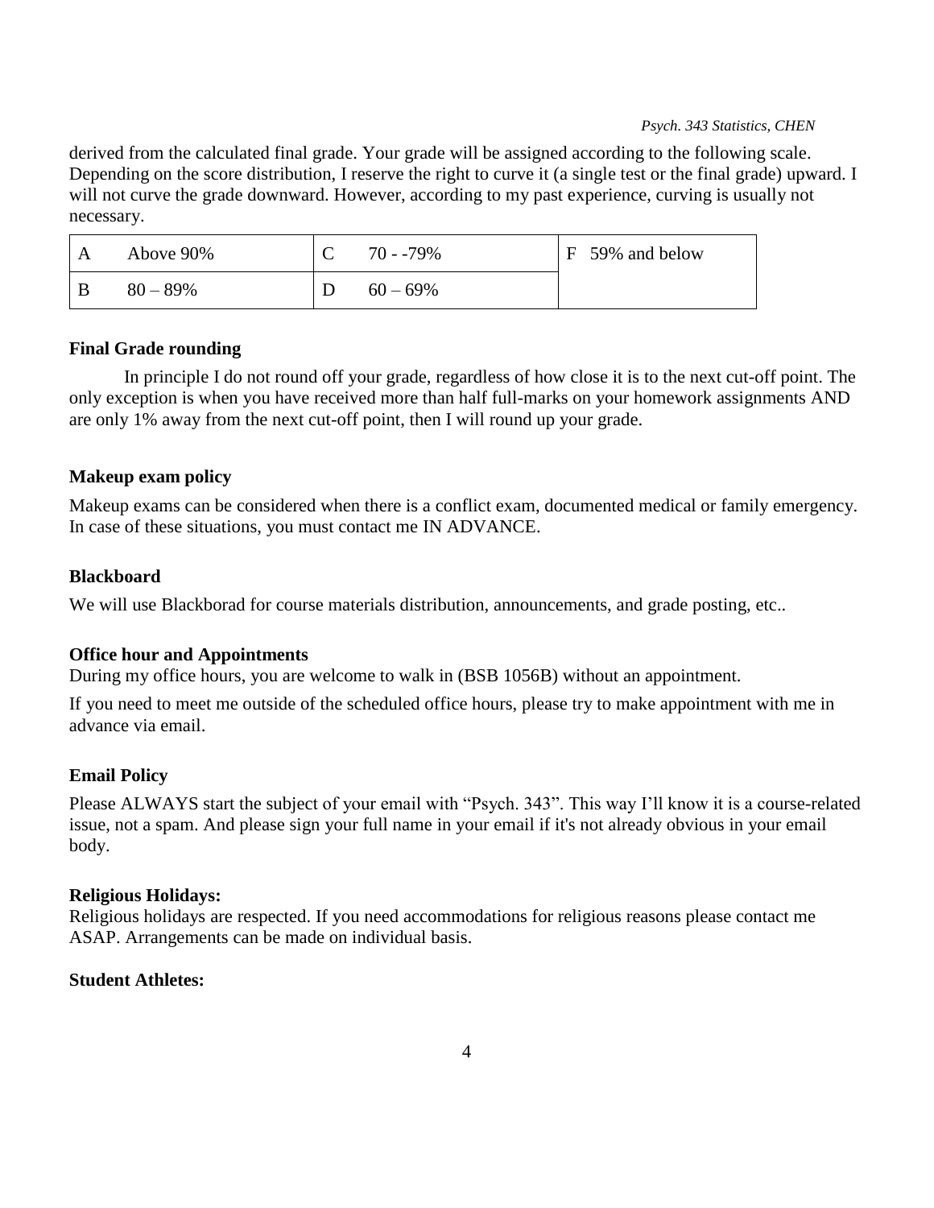derived from the calculated final grade. Your grade will be assigned according to the following scale. Depending on the score distribution, I reserve the right to curve it (a single test or the final grade) upward. I will not curve the grade downward. However, according to my past experience, curving is usually not necessary.

| A | Above 90% | C | 70 - -79% | F 59% and below |
|---|---|---|---|---|
| B | 80 – 89% | D | 60 – 69% | |

**Final Grade rounding**

In principle I do not round off your grade, regardless of how close it is to the next cut-off point. The only exception is when you have received more than half full-marks on your homework assignments AND are only 1% away from the next cut-off point, then I will round up your grade.

**Makeup exam policy**

Makeup exams can be considered when there is a conflict exam, documented medical or family emergency. In case of these situations, you must contact me IN ADVANCE.

**Blackboard**

We will use Blackborad for course materials distribution, announcements, and grade posting, etc..

**Office hour and Appointments**

During my office hours, you are welcome to walk in (BSB 1056B) without an appointment.

If you need to meet me outside of the scheduled office hours, please try to make appointment with me in advance via email.

**Email Policy**

Please ALWAYS start the subject of your email with "Psych. 343". This way I'll know it is a course-related issue, not a spam. And please sign your full name in your email if it's not already obvious in your email body.

**Religious Holidays:**

Religious holidays are respected. If you need accommodations for religious reasons please contact me ASAP. Arrangements can be made on individual basis.

**Student Athletes:**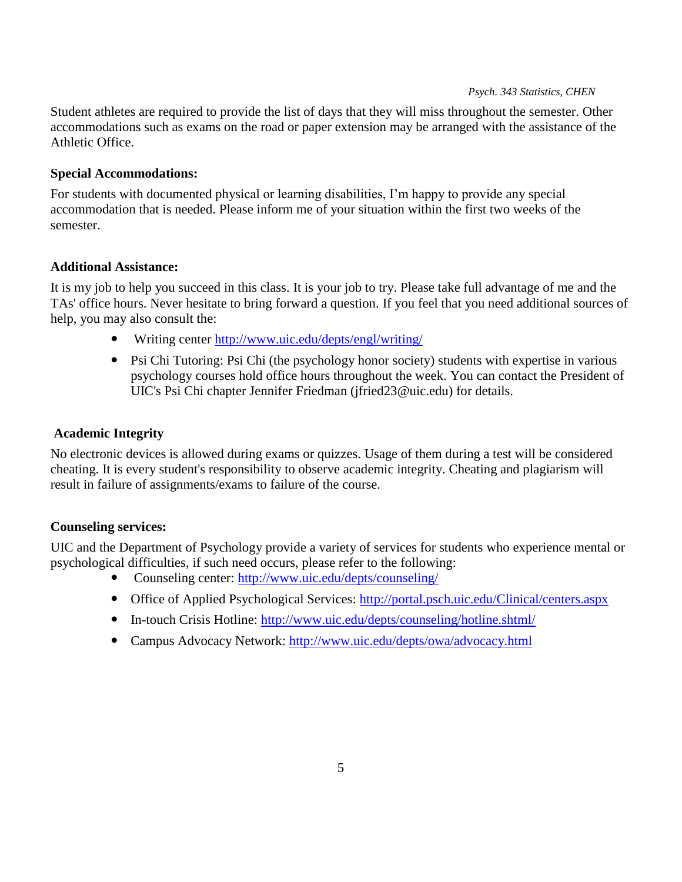Student athletes are required to provide the list of days that they will miss throughout the semester. Other accommodations such as exams on the road or paper extension may be arranged with the assistance of the Athletic Office.

**Special Accommodations:**

For students with documented physical or learning disabilities, I'm happy to provide any special accommodation that is needed. Please inform me of your situation within the first two weeks of the semester.

**Additional Assistance:**

It is my job to help you succeed in this class. It is your job to try. Please take full advantage of me and the TAs' office hours. Never hesitate to bring forward a question. If you feel that you need additional sources of help, you may also consult the:

- Writing center http://www.uic.edu/depts/engl/writing/
- Psi Chi Tutoring: Psi Chi (the psychology honor society) students with expertise in various psychology courses hold office hours throughout the week. You can contact the President of UIC's Psi Chi chapter Jennifer Friedman (jfried23@uic.edu) for details.

**Academic Integrity**

No electronic devices is allowed during exams or quizzes. Usage of them during a test will be considered cheating. It is every student's responsibility to observe academic integrity. Cheating and plagiarism will result in failure of assignments/exams to failure of the course.

**Counseling services:**

UIC and the Department of Psychology provide a variety of services for students who experience mental or psychological difficulties, if such need occurs, please refer to the following:

- Counseling center: http://www.uic.edu/depts/counseling/
- Office of Applied Psychological Services: http://portal.psch.uic.edu/Clinical/centers.aspx
- In-touch Crisis Hotline: http://www.uic.edu/depts/counseling/hotline.shtml/
- Campus Advocacy Network: http://www.uic.edu/depts/owa/advocacy.html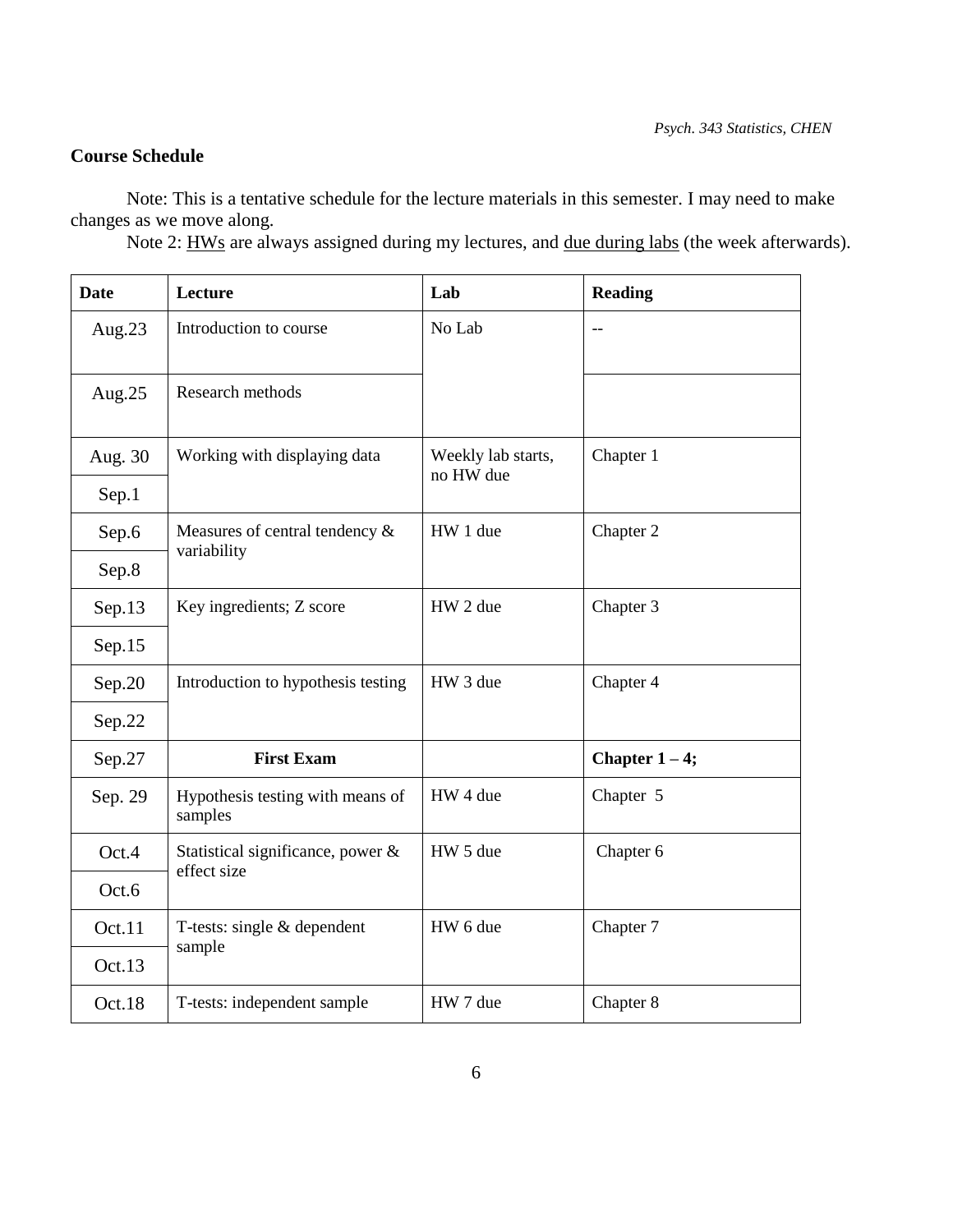## Course Schedule

Note: This is a tentative schedule for the lecture materials in this semester. I may need to make changes as we move along.

Note 2: HWs are always assigned during my lectures, and due during labs (the week afterwards).

| Date | Lecture | Lab | Reading |
|---|---|---|---|
| Aug.23 | Introduction to course | No Lab | -- |
| Aug.25 | Research methods | | |
| Aug. 30 | Working with displaying data | Weekly lab starts, no HW due | Chapter 1 |
| Sep.1 | | | |
| Sep.6 | Measures of central tendency & variability | HW 1 due | Chapter 2 |
| Sep.8 | | | |
| Sep.13 | Key ingredients; Z score | HW 2 due | Chapter 3 |
| Sep.15 | | | |
| Sep.20 | Introduction to hypothesis testing | HW 3 due | Chapter 4 |
| Sep.22 | | | |
| Sep.27 | **First Exam** | | **Chapter 1 – 4;** |
| Sep. 29 | Hypothesis testing with means of samples | HW 4 due | Chapter 5 |
| Oct.4 | Statistical significance, power & effect size | HW 5 due | Chapter 6 |
| Oct.6 | | | |
| Oct.11 | T-tests: single & dependent sample | HW 6 due | Chapter 7 |
| Oct.13 | | | |
| Oct.18 | T-tests: independent sample | HW 7 due | Chapter 8 |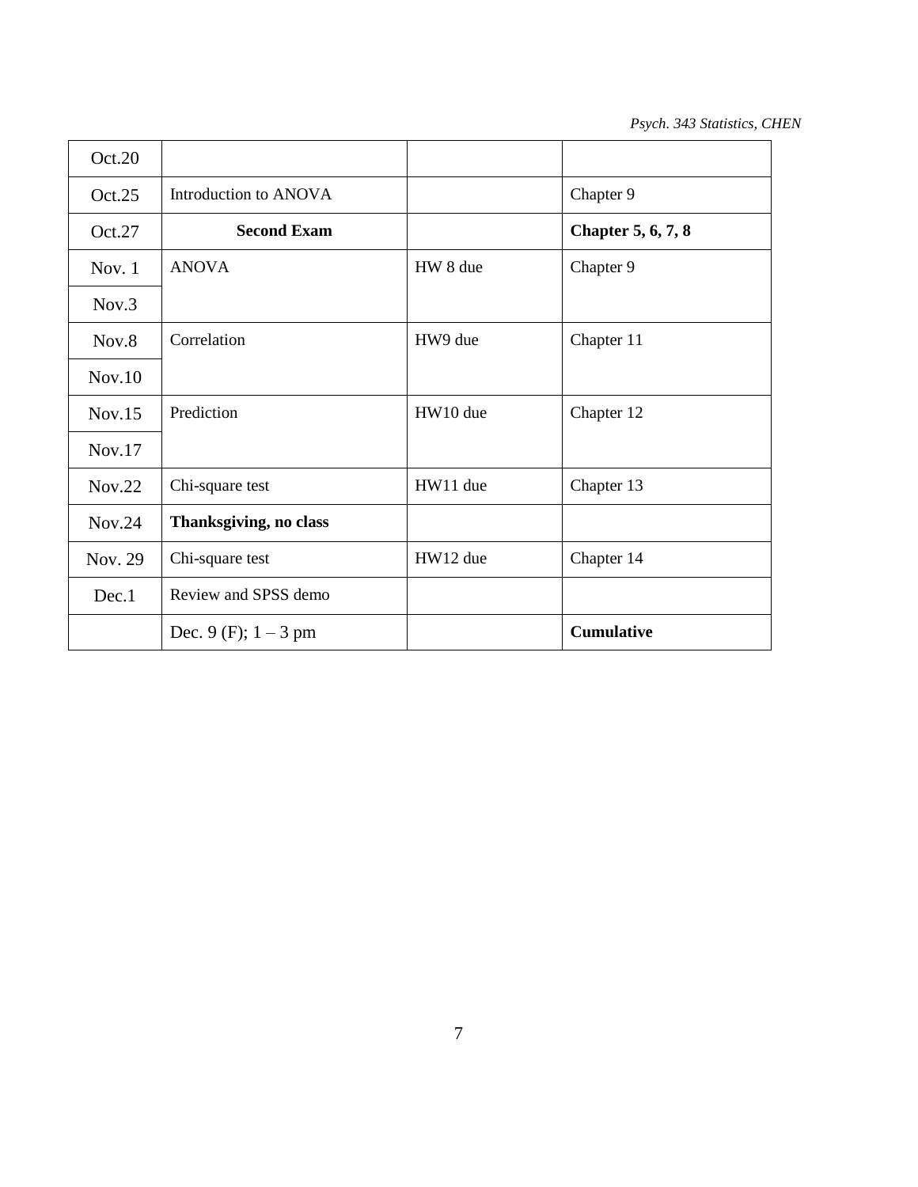| | | | |
|---|---|---|---|
| Oct.20 | | | |
| Oct.25 | Introduction to ANOVA | | Chapter 9 |
| Oct.27 | **Second Exam** | | **Chapter 5, 6, 7, 8** |
| Nov. 1 | ANOVA | HW 8 due | Chapter 9 |
| Nov.3 | | | |
| Nov.8 | Correlation | HW9 due | Chapter 11 |
| Nov.10 | | | |
| Nov.15 | Prediction | HW10 due | Chapter 12 |
| Nov.17 | | | |
| Nov.22 | Chi-square test | HW11 due | Chapter 13 |
| Nov.24 | **Thanksgiving, no class** | | |
| Nov. 29 | Chi-square test | HW12 due | Chapter 14 |
| Dec.1 | Review and SPSS demo | | |
| | Dec. 9 (F); 1 – 3 pm | | **Cumulative** |